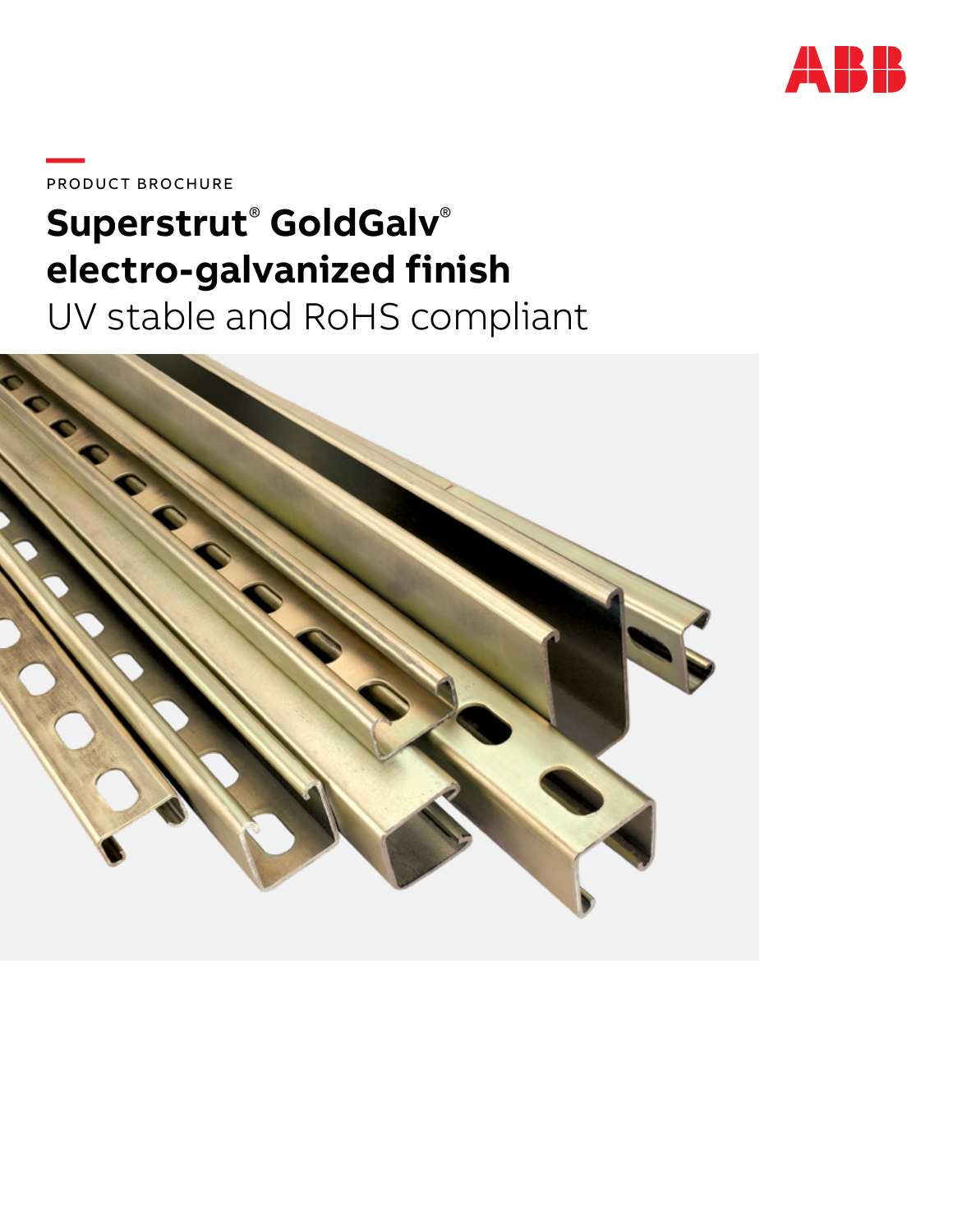PRODUCT BROCHURE

# Superstrut® GoldGalv® electro-galvanized finish

UV stable and RoHS compliant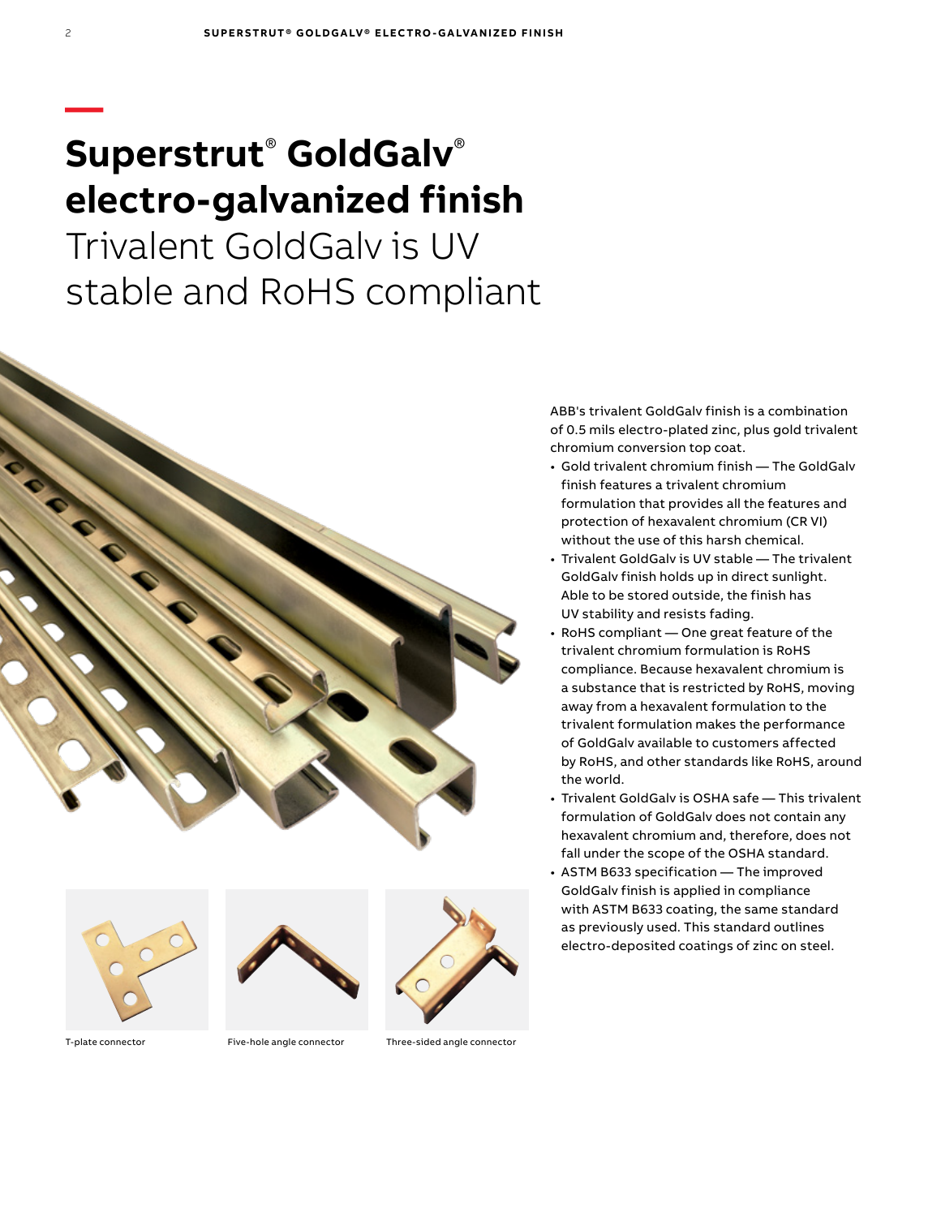# Superstrut® GoldGalv® electro-galvanized finish

## Trivalent GoldGalv is UV stable and RoHS compliant

T-plate connector

Five-hole angle connector

Three-sided angle connector

ABB's trivalent GoldGalv finish is a combination of 0.5 mils electro-plated zinc, plus gold trivalent chromium conversion top coat.

- Gold trivalent chromium finish — The GoldGalv finish features a trivalent chromium formulation that provides all the features and protection of hexavalent chromium (CR VI) without the use of this harsh chemical.
- Trivalent GoldGalv is UV stable — The trivalent GoldGalv finish holds up in direct sunlight. Able to be stored outside, the finish has UV stability and resists fading.
- RoHS compliant — One great feature of the trivalent chromium formulation is RoHS compliance. Because hexavalent chromium is a substance that is restricted by RoHS, moving away from a hexavalent formulation to the trivalent formulation makes the performance of GoldGalv available to customers affected by RoHS, and other standards like RoHS, around the world.
- Trivalent GoldGalv is OSHA safe — This trivalent formulation of GoldGalv does not contain any hexavalent chromium and, therefore, does not fall under the scope of the OSHA standard.
- ASTM B633 specification — The improved GoldGalv finish is applied in compliance with ASTM B633 coating, the same standard as previously used. This standard outlines electro-deposited coatings of zinc on steel.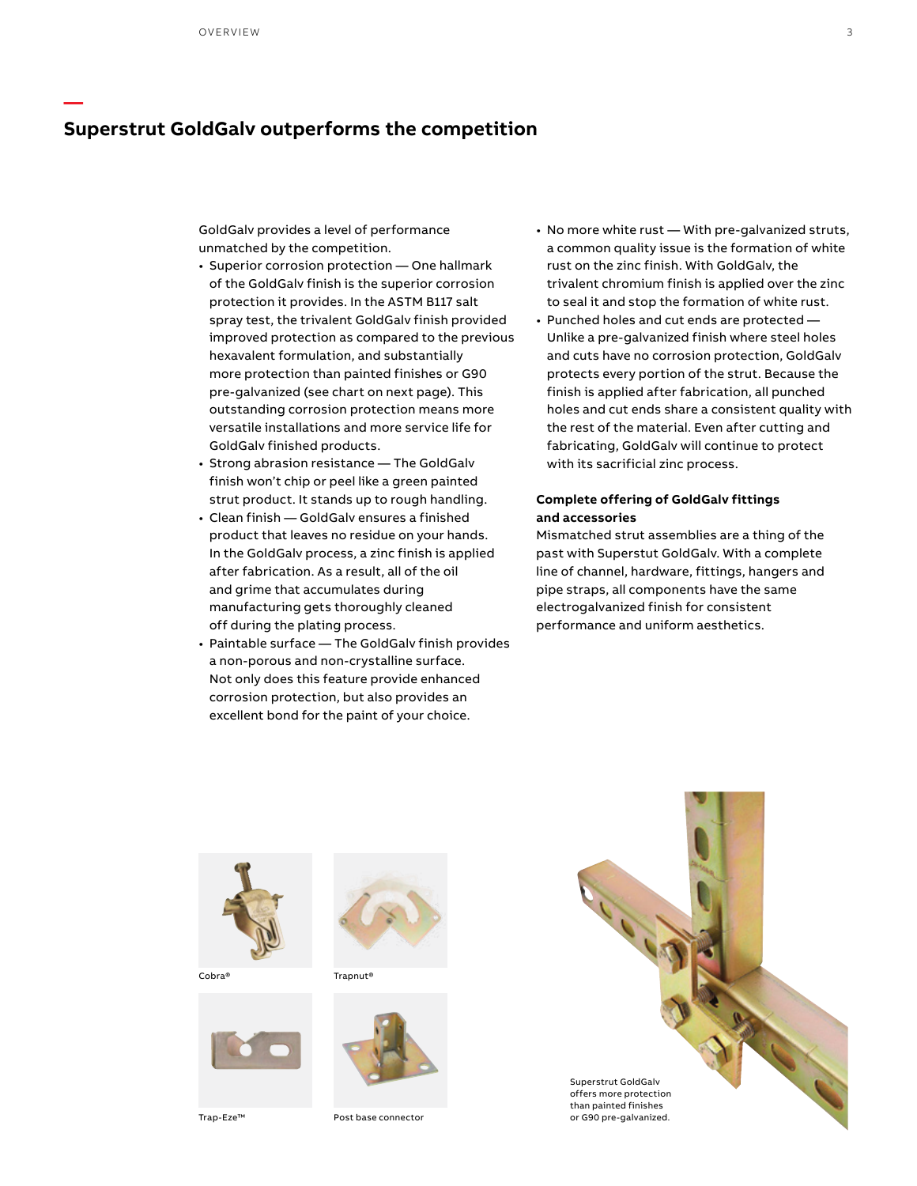## Superstrut GoldGalv outperforms the competition

GoldGalv provides a level of performance unmatched by the competition.

- Superior corrosion protection — One hallmark of the GoldGalv finish is the superior corrosion protection it provides. In the ASTM B117 salt spray test, the trivalent GoldGalv finish provided improved protection as compared to the previous hexavalent formulation, and substantially more protection than painted finishes or G90 pre-galvanized (see chart on next page). This outstanding corrosion protection means more versatile installations and more service life for GoldGalv finished products.
- Strong abrasion resistance — The GoldGalv finish won't chip or peel like a green painted strut product. It stands up to rough handling.
- Clean finish — GoldGalv ensures a finished product that leaves no residue on your hands. In the GoldGalv process, a zinc finish is applied after fabrication. As a result, all of the oil and grime that accumulates during manufacturing gets thoroughly cleaned off during the plating process.
- Paintable surface — The GoldGalv finish provides a non-porous and non-crystalline surface. Not only does this feature provide enhanced corrosion protection, but also provides an excellent bond for the paint of your choice.
- No more white rust — With pre-galvanized struts, a common quality issue is the formation of white rust on the zinc finish. With GoldGalv, the trivalent chromium finish is applied over the zinc to seal it and stop the formation of white rust.
- Punched holes and cut ends are protected — Unlike a pre-galvanized finish where steel holes and cuts have no corrosion protection, GoldGalv protects every portion of the strut. Because the finish is applied after fabrication, all punched holes and cut ends share a consistent quality with the rest of the material. Even after cutting and fabricating, GoldGalv will continue to protect with its sacrificial zinc process.

**Complete offering of GoldGalv fittings and accessories**

Mismatched strut assemblies are a thing of the past with Superstut GoldGalv. With a complete line of channel, hardware, fittings, hangers and pipe straps, all components have the same electrogalvanized finish for consistent performance and uniform aesthetics.

Cobra®

Trapnut®

Trap-Eze™

Post base connector

Superstrut GoldGalv offers more protection than painted finishes or G90 pre-galvanized.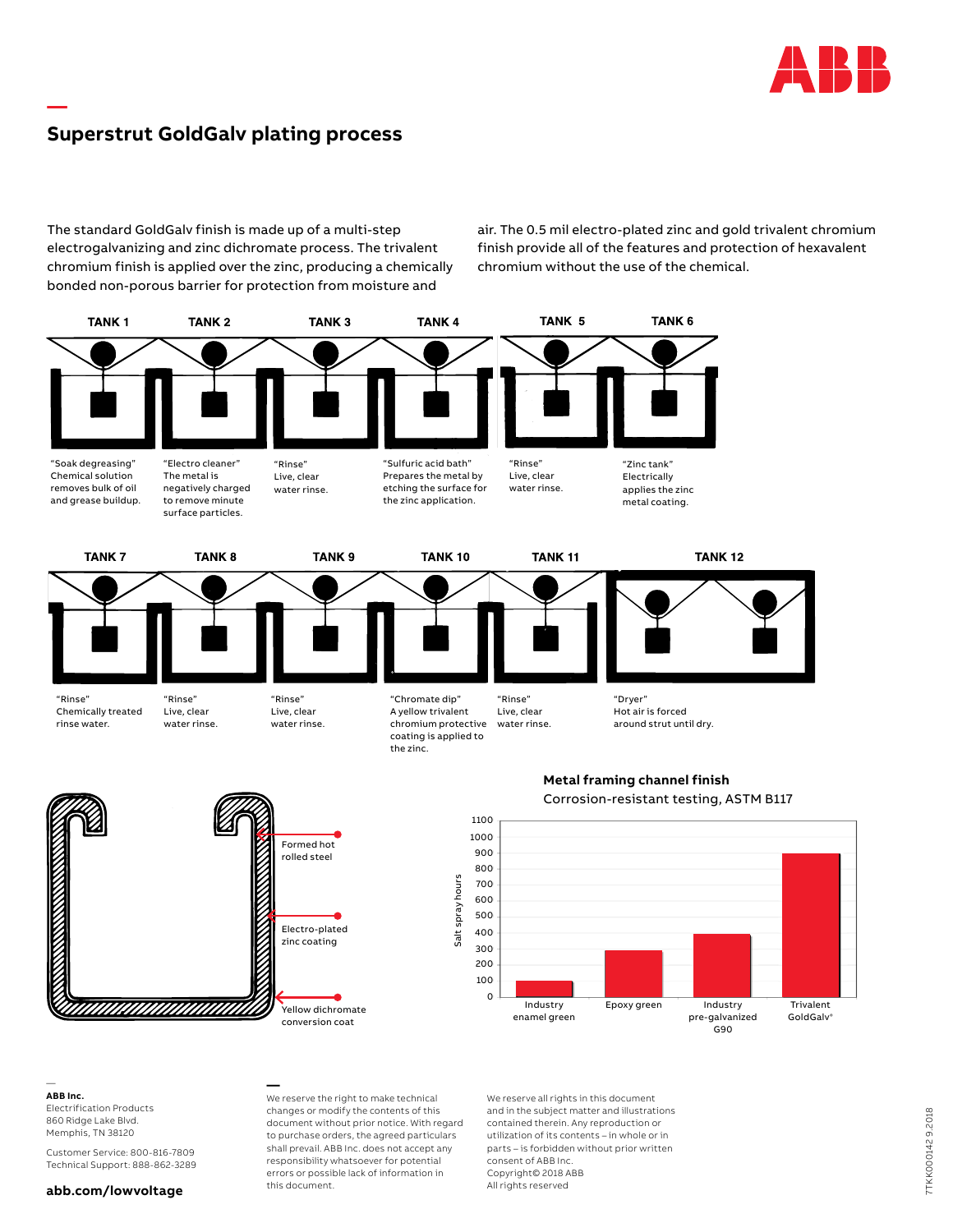## Superstrut GoldGalv plating process

The standard GoldGalv finish is made up of a multi-step electrogalvanizing and zinc dichromate process. The trivalent chromium finish is applied over the zinc, producing a chemically bonded non-porous barrier for protection from moisture and air. The 0.5 mil electro-plated zinc and gold trivalent chromium finish provide all of the features and protection of hexavalent chromium without the use of the chemical.

TANK 1
"Soak degreasing"
Chemical solution removes bulk of oil and grease buildup.

TANK 2
"Electro cleaner"
The metal is negatively charged to remove minute surface particles.

TANK 3
"Rinse"
Live, clear water rinse.

TANK 4
"Sulfuric acid bath"
Prepares the metal by etching the surface for the zinc application.

TANK 5
"Rinse"
Live, clear water rinse.

TANK 6
"Zinc tank"
Electrically applies the zinc metal coating.

TANK 7
"Rinse"
Chemically treated rinse water.

TANK 8
"Rinse"
Live, clear water rinse.

TANK 9
"Rinse"
Live, clear water rinse.

TANK 10
"Chromate dip"
A yellow trivalent chromium protective coating is applied to the zinc.

TANK 11
"Rinse"
Live, clear water rinse.

TANK 12
"Dryer"
Hot air is forced around strut until dry.

Formed hot rolled steel

Electro-plated zinc coating

Yellow dichromate conversion coat

**Metal framing channel finish**

Corrosion-resistant testing, ASTM B117

Salt spray hours

1100
1000
900
800
700
600
500
400
300
200
100
0

Industry enamel green
Epoxy green
Industry pre-galvanized G90
Trivalent GoldGalv®

**ABB Inc.**
Electrification Products
860 Ridge Lake Blvd.
Memphis, TN 38120

Customer Service: 800-816-7809
Technical Support: 888-862-3289

**abb.com/lowvoltage**

We reserve the right to make technical changes or modify the contents of this document without prior notice. With regard to purchase orders, the agreed particulars shall prevail. ABB Inc. does not accept any responsibility whatsoever for potential errors or possible lack of information in this document.

We reserve all rights in this document and in the subject matter and illustrations contained therein. Any reproduction or utilization of its contents – in whole or in parts – is forbidden without prior written consent of ABB Inc.
Copyright© 2018 ABB
All rights reserved

7TKK000142 9.2018